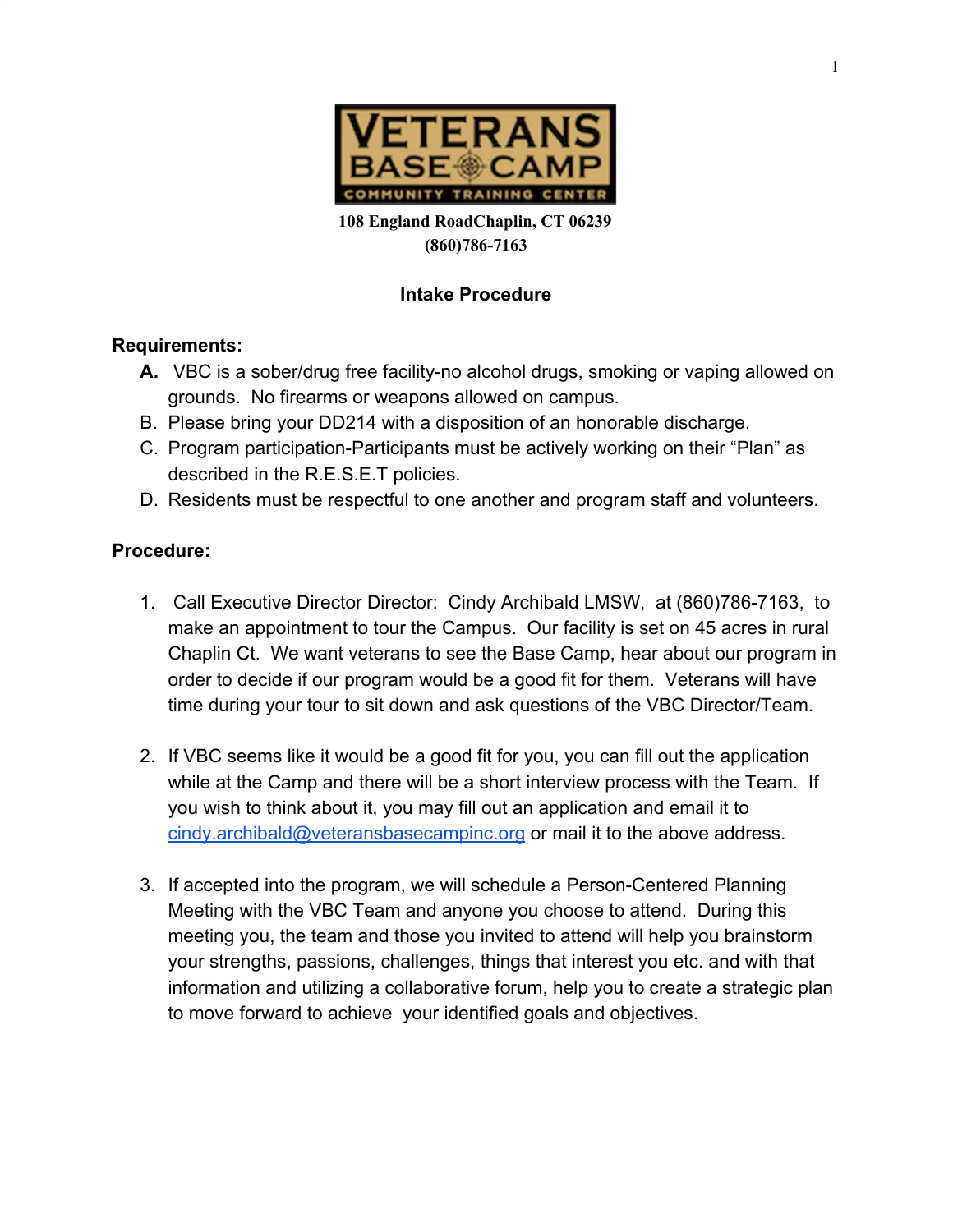VETERANS BASE CAMP COMMUNITY TRAINING CENTER

**108 England RoadChaplin, CT 06239**
**(860)786-7163**

## Intake Procedure

### Requirements:

A. VBC is a sober/drug free facility-no alcohol drugs, smoking or vaping allowed on grounds. No firearms or weapons allowed on campus.
B. Please bring your DD214 with a disposition of an honorable discharge.
C. Program participation-Participants must be actively working on their "Plan" as described in the R.E.S.E.T policies.
D. Residents must be respectful to one another and program staff and volunteers.

### Procedure:

1. Call Executive Director Director: Cindy Archibald LMSW, at (860)786-7163, to make an appointment to tour the Campus. Our facility is set on 45 acres in rural Chaplin Ct. We want veterans to see the Base Camp, hear about our program in order to decide if our program would be a good fit for them. Veterans will have time during your tour to sit down and ask questions of the VBC Director/Team.

2. If VBC seems like it would be a good fit for you, you can fill out the application while at the Camp and there will be a short interview process with the Team. If you wish to think about it, you may fill out an application and email it to cindy.archibald@veteransbasecampinc.org or mail it to the above address.

3. If accepted into the program, we will schedule a Person-Centered Planning Meeting with the VBC Team and anyone you choose to attend. During this meeting you, the team and those you invited to attend will help you brainstorm your strengths, passions, challenges, things that interest you etc. and with that information and utilizing a collaborative forum, help you to create a strategic plan to move forward to achieve your identified goals and objectives.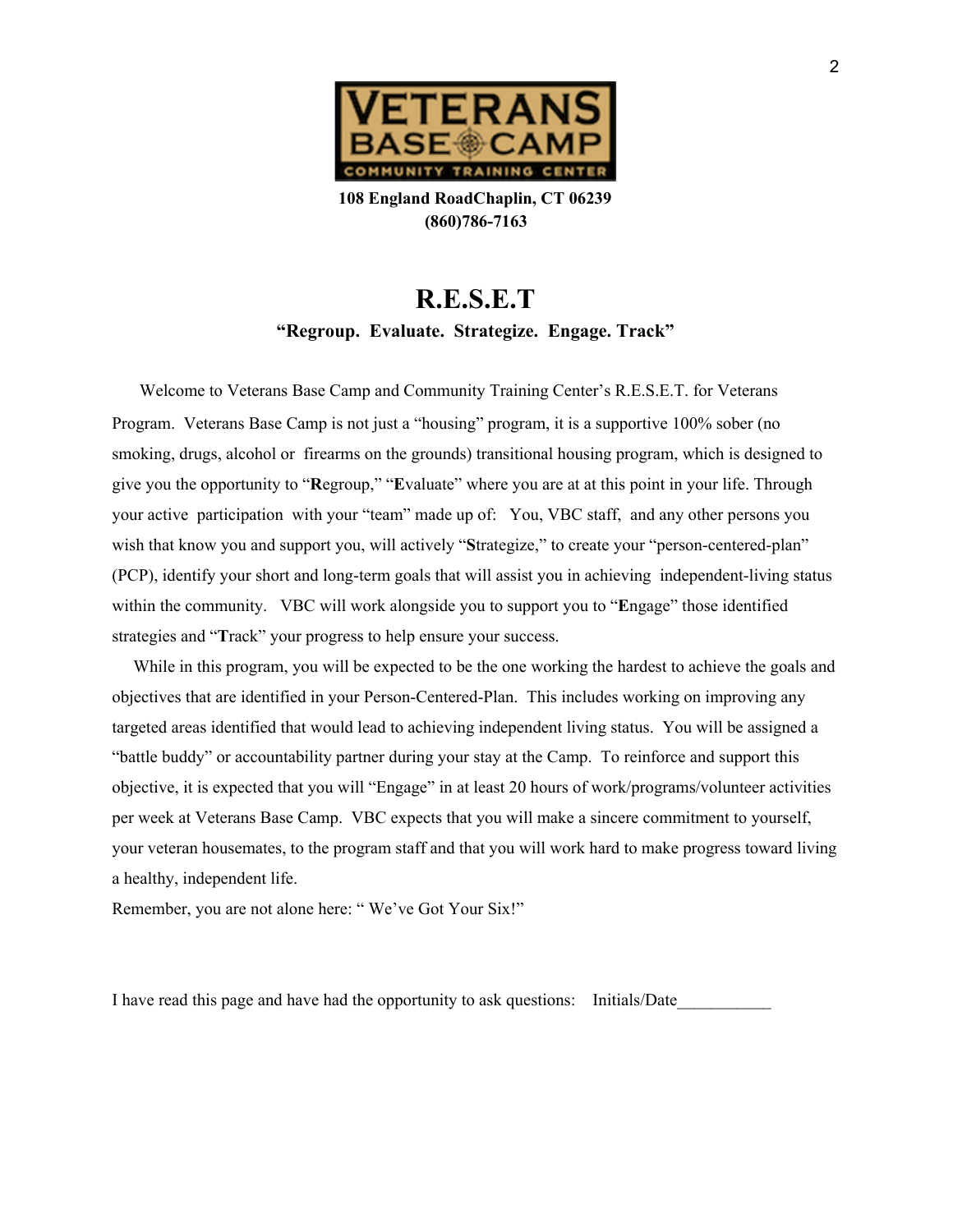VETERANS BASE CAMP
COMMUNITY TRAINING CENTER

**108 England RoadChaplin, CT 06239**
**(860)786-7163**

# R.E.S.E.T

**"Regroup. Evaluate. Strategize. Engage. Track"**

Welcome to Veterans Base Camp and Community Training Center's R.E.S.E.T. for Veterans Program. Veterans Base Camp is not just a "housing" program, it is a supportive 100% sober (no smoking, drugs, alcohol or firearms on the grounds) transitional housing program, which is designed to give you the opportunity to "**R**egroup," "**E**valuate" where you are at at this point in your life. Through your active participation with your "team" made up of: You, VBC staff, and any other persons you wish that know you and support you, will actively "**S**trategize," to create your "person-centered-plan" (PCP), identify your short and long-term goals that will assist you in achieving independent-living status within the community. VBC will work alongside you to support you to "**E**ngage" those identified strategies and "**T**rack" your progress to help ensure your success.

While in this program, you will be expected to be the one working the hardest to achieve the goals and objectives that are identified in your Person-Centered-Plan. This includes working on improving any targeted areas identified that would lead to achieving independent living status. You will be assigned a "battle buddy" or accountability partner during your stay at the Camp. To reinforce and support this objective, it is expected that you will "Engage" in at least 20 hours of work/programs/volunteer activities per week at Veterans Base Camp. VBC expects that you will make a sincere commitment to yourself, your veteran housemates, to the program staff and that you will work hard to make progress toward living a healthy, independent life.

Remember, you are not alone here: " We've Got Your Six!"

I have read this page and have had the opportunity to ask questions: Initials/Date___________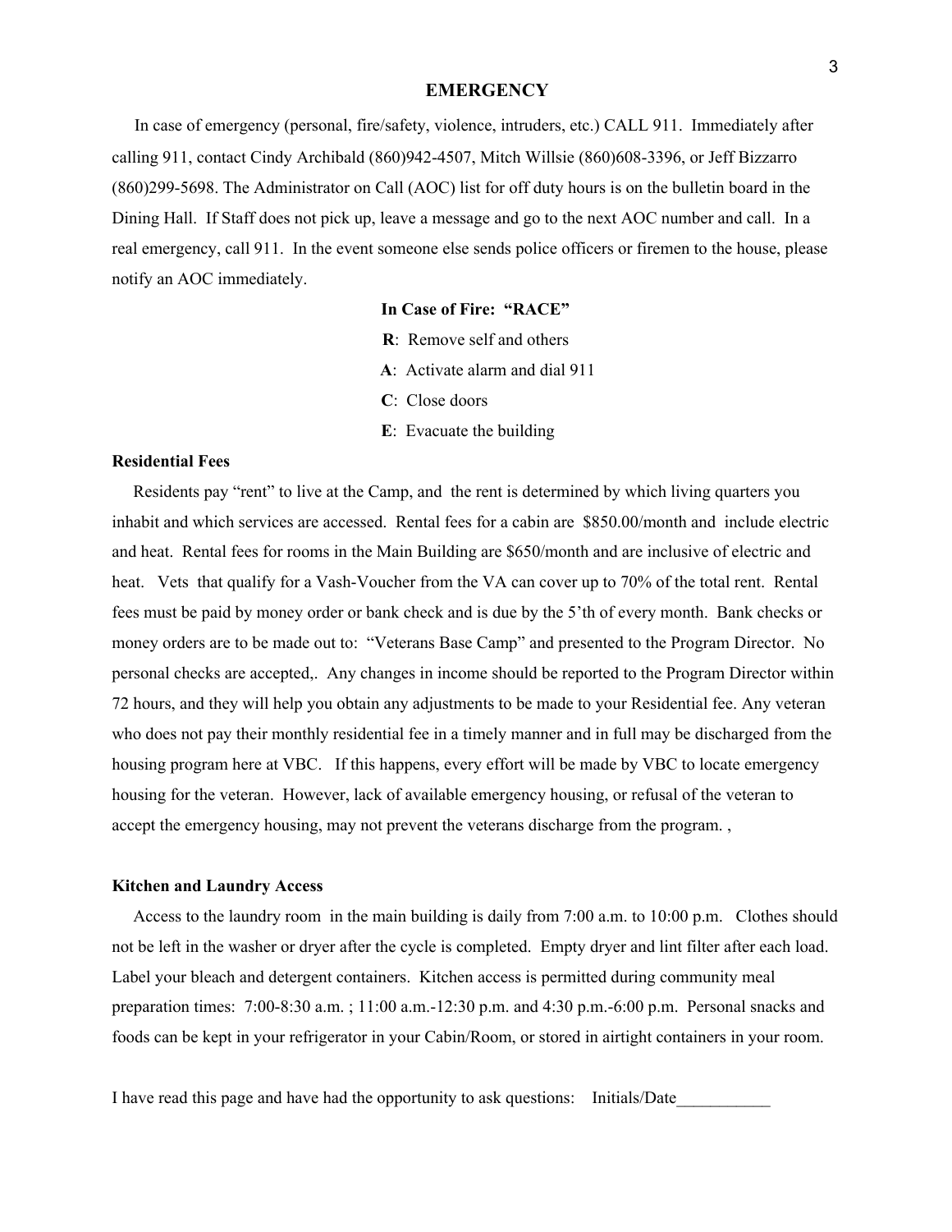## EMERGENCY

In case of emergency (personal, fire/safety, violence, intruders, etc.) CALL 911. Immediately after calling 911, contact Cindy Archibald (860)942-4507, Mitch Willsie (860)608-3396, or Jeff Bizzarro (860)299-5698. The Administrator on Call (AOC) list for off duty hours is on the bulletin board in the Dining Hall. If Staff does not pick up, leave a message and go to the next AOC number and call. In a real emergency, call 911. In the event someone else sends police officers or firemen to the house, please notify an AOC immediately.

**In Case of Fire: "RACE"**

**R**: Remove self and others

**A**: Activate alarm and dial 911

**C**: Close doors

**E**: Evacuate the building

**Residential Fees**

Residents pay "rent" to live at the Camp, and the rent is determined by which living quarters you inhabit and which services are accessed. Rental fees for a cabin are $850.00/month and include electric and heat. Rental fees for rooms in the Main Building are $650/month and are inclusive of electric and heat. Vets that qualify for a Vash-Voucher from the VA can cover up to 70% of the total rent. Rental fees must be paid by money order or bank check and is due by the 5'th of every month. Bank checks or money orders are to be made out to: "Veterans Base Camp" and presented to the Program Director. No personal checks are accepted,. Any changes in income should be reported to the Program Director within 72 hours, and they will help you obtain any adjustments to be made to your Residential fee. Any veteran who does not pay their monthly residential fee in a timely manner and in full may be discharged from the housing program here at VBC. If this happens, every effort will be made by VBC to locate emergency housing for the veteran. However, lack of available emergency housing, or refusal of the veteran to accept the emergency housing, may not prevent the veterans discharge from the program. ,

**Kitchen and Laundry Access**

Access to the laundry room in the main building is daily from 7:00 a.m. to 10:00 p.m. Clothes should not be left in the washer or dryer after the cycle is completed. Empty dryer and lint filter after each load. Label your bleach and detergent containers. Kitchen access is permitted during community meal preparation times: 7:00-8:30 a.m. ; 11:00 a.m.-12:30 p.m. and 4:30 p.m.-6:00 p.m. Personal snacks and foods can be kept in your refrigerator in your Cabin/Room, or stored in airtight containers in your room.

I have read this page and have had the opportunity to ask questions: Initials/Date___________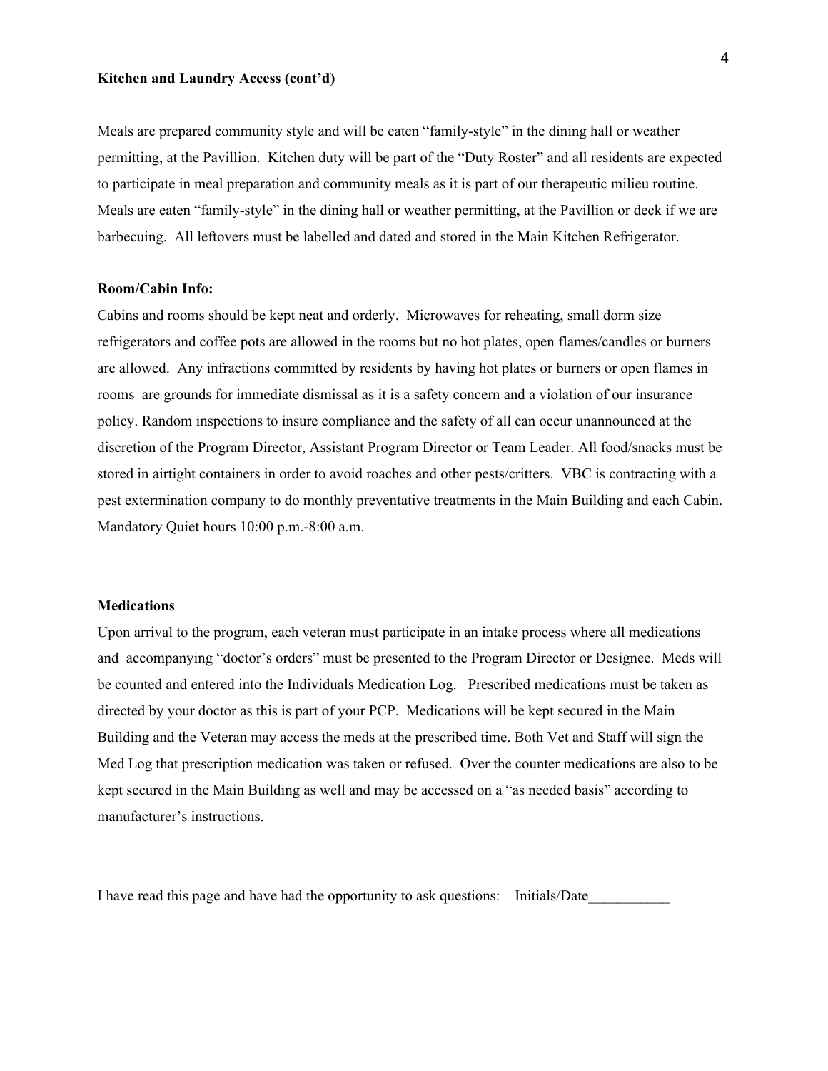**Kitchen and Laundry Access (cont'd)**

Meals are prepared community style and will be eaten "family-style" in the dining hall or weather permitting, at the Pavillion. Kitchen duty will be part of the "Duty Roster" and all residents are expected to participate in meal preparation and community meals as it is part of our therapeutic milieu routine. Meals are eaten "family-style" in the dining hall or weather permitting, at the Pavillion or deck if we are barbecuing. All leftovers must be labelled and dated and stored in the Main Kitchen Refrigerator.

**Room/Cabin Info:**

Cabins and rooms should be kept neat and orderly. Microwaves for reheating, small dorm size refrigerators and coffee pots are allowed in the rooms but no hot plates, open flames/candles or burners are allowed. Any infractions committed by residents by having hot plates or burners or open flames in rooms are grounds for immediate dismissal as it is a safety concern and a violation of our insurance policy. Random inspections to insure compliance and the safety of all can occur unannounced at the discretion of the Program Director, Assistant Program Director or Team Leader. All food/snacks must be stored in airtight containers in order to avoid roaches and other pests/critters. VBC is contracting with a pest extermination company to do monthly preventative treatments in the Main Building and each Cabin. Mandatory Quiet hours 10:00 p.m.-8:00 a.m.

**Medications**

Upon arrival to the program, each veteran must participate in an intake process where all medications and accompanying "doctor's orders" must be presented to the Program Director or Designee. Meds will be counted and entered into the Individuals Medication Log. Prescribed medications must be taken as directed by your doctor as this is part of your PCP. Medications will be kept secured in the Main Building and the Veteran may access the meds at the prescribed time. Both Vet and Staff will sign the Med Log that prescription medication was taken or refused. Over the counter medications are also to be kept secured in the Main Building as well and may be accessed on a "as needed basis" according to manufacturer's instructions.

I have read this page and have had the opportunity to ask questions: Initials/Date___________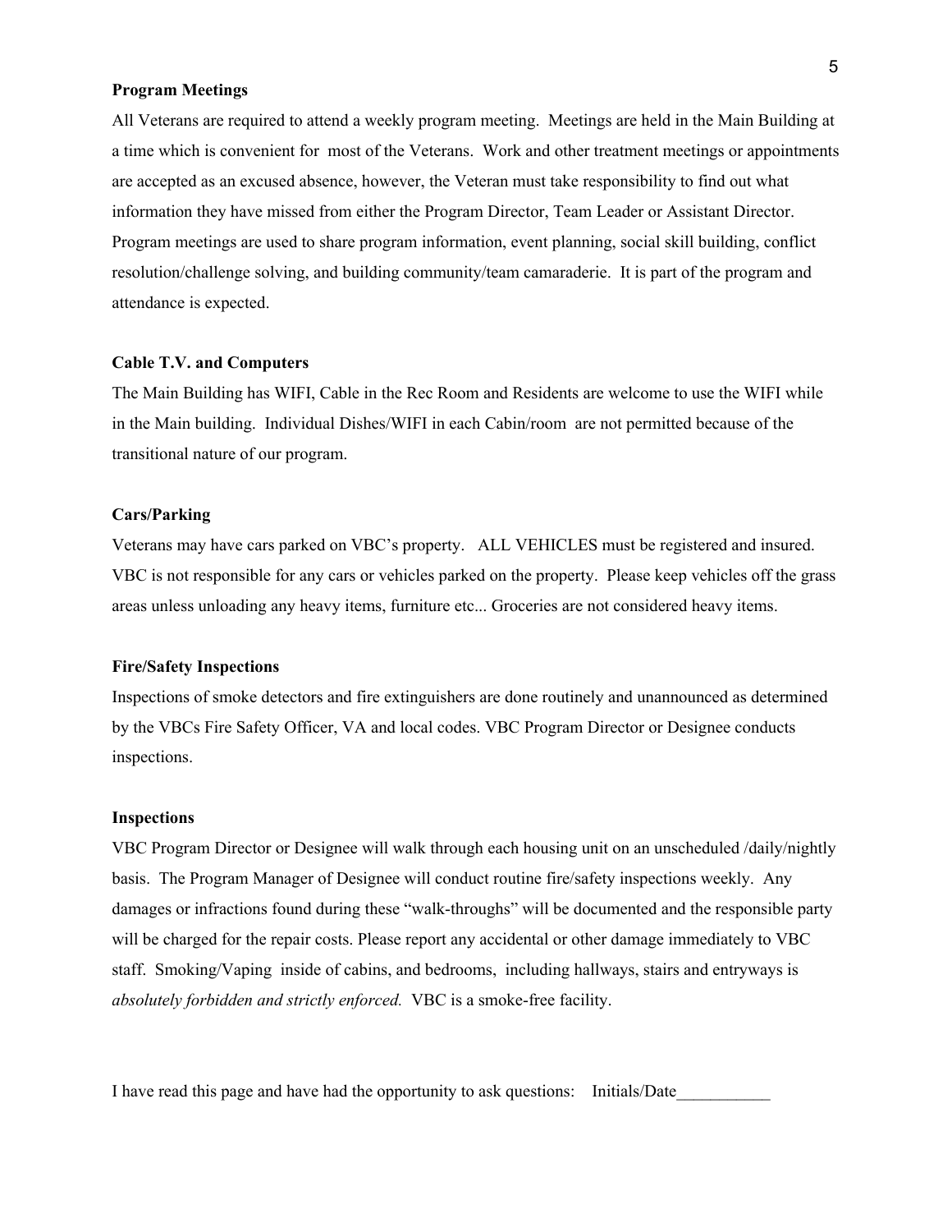**Program Meetings**

All Veterans are required to attend a weekly program meeting. Meetings are held in the Main Building at a time which is convenient for most of the Veterans. Work and other treatment meetings or appointments are accepted as an excused absence, however, the Veteran must take responsibility to find out what information they have missed from either the Program Director, Team Leader or Assistant Director. Program meetings are used to share program information, event planning, social skill building, conflict resolution/challenge solving, and building community/team camaraderie. It is part of the program and attendance is expected.

**Cable T.V. and Computers**

The Main Building has WIFI, Cable in the Rec Room and Residents are welcome to use the WIFI while in the Main building. Individual Dishes/WIFI in each Cabin/room are not permitted because of the transitional nature of our program.

**Cars/Parking**

Veterans may have cars parked on VBC's property. ALL VEHICLES must be registered and insured. VBC is not responsible for any cars or vehicles parked on the property. Please keep vehicles off the grass areas unless unloading any heavy items, furniture etc... Groceries are not considered heavy items.

**Fire/Safety Inspections**

Inspections of smoke detectors and fire extinguishers are done routinely and unannounced as determined by the VBCs Fire Safety Officer, VA and local codes. VBC Program Director or Designee conducts inspections.

**Inspections**

VBC Program Director or Designee will walk through each housing unit on an unscheduled /daily/nightly basis. The Program Manager of Designee will conduct routine fire/safety inspections weekly. Any damages or infractions found during these "walk-throughs" will be documented and the responsible party will be charged for the repair costs. Please report any accidental or other damage immediately to VBC staff. Smoking/Vaping inside of cabins, and bedrooms, including hallways, stairs and entryways is *absolutely forbidden and strictly enforced.* VBC is a smoke-free facility.

I have read this page and have had the opportunity to ask questions: Initials/Date___________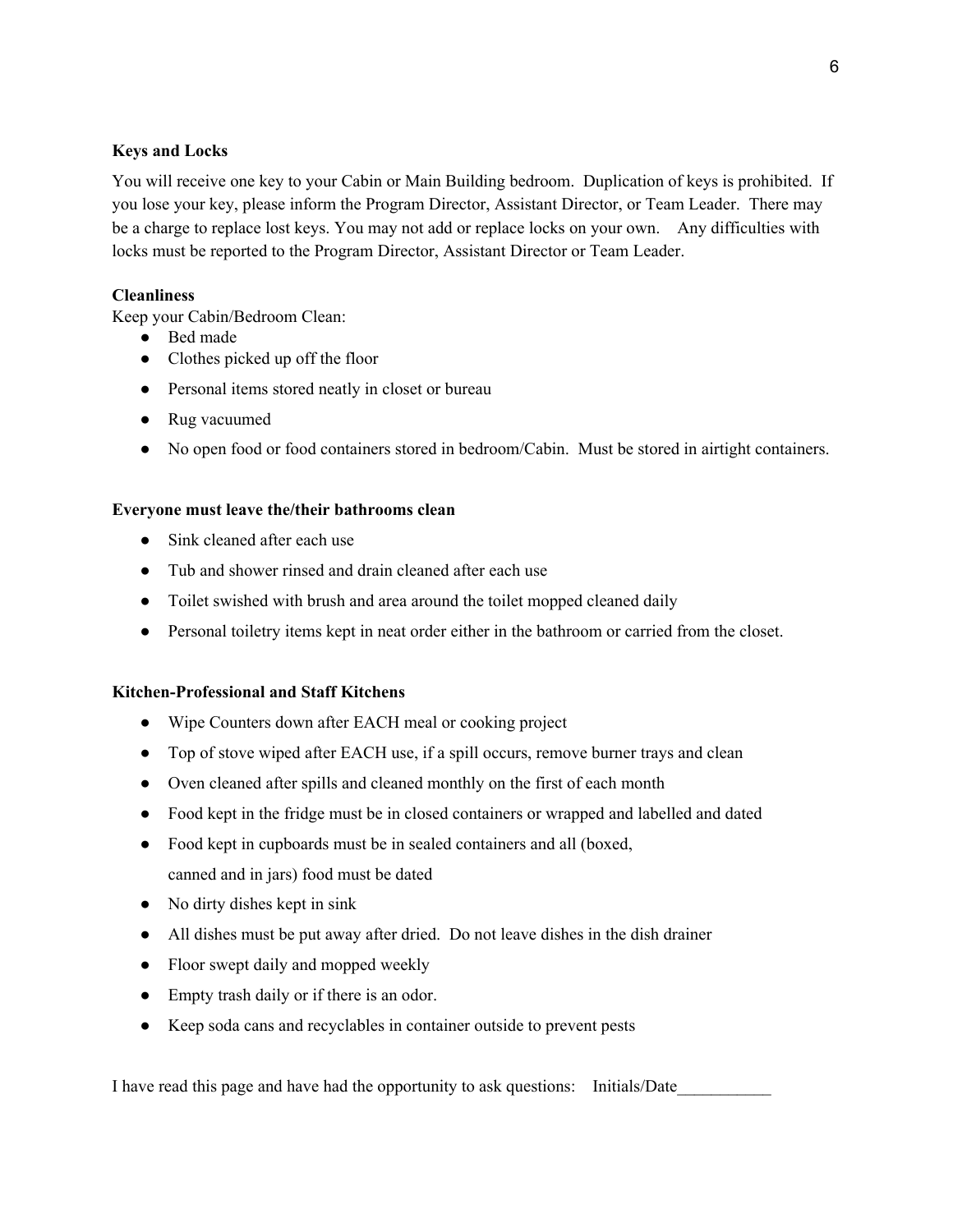**Keys and Locks**

You will receive one key to your Cabin or Main Building bedroom. Duplication of keys is prohibited. If you lose your key, please inform the Program Director, Assistant Director, or Team Leader. There may be a charge to replace lost keys. You may not add or replace locks on your own. Any difficulties with locks must be reported to the Program Director, Assistant Director or Team Leader.

**Cleanliness**

Keep your Cabin/Bedroom Clean:

- Bed made
- Clothes picked up off the floor
- Personal items stored neatly in closet or bureau
- Rug vacuumed
- No open food or food containers stored in bedroom/Cabin. Must be stored in airtight containers.

**Everyone must leave the/their bathrooms clean**

- Sink cleaned after each use
- Tub and shower rinsed and drain cleaned after each use
- Toilet swished with brush and area around the toilet mopped cleaned daily
- Personal toiletry items kept in neat order either in the bathroom or carried from the closet.

**Kitchen-Professional and Staff Kitchens**

- Wipe Counters down after EACH meal or cooking project
- Top of stove wiped after EACH use, if a spill occurs, remove burner trays and clean
- Oven cleaned after spills and cleaned monthly on the first of each month
- Food kept in the fridge must be in closed containers or wrapped and labelled and dated
- Food kept in cupboards must be in sealed containers and all (boxed, canned and in jars) food must be dated
- No dirty dishes kept in sink
- All dishes must be put away after dried. Do not leave dishes in the dish drainer
- Floor swept daily and mopped weekly
- Empty trash daily or if there is an odor.
- Keep soda cans and recyclables in container outside to prevent pests

I have read this page and have had the opportunity to ask questions: Initials/Date___________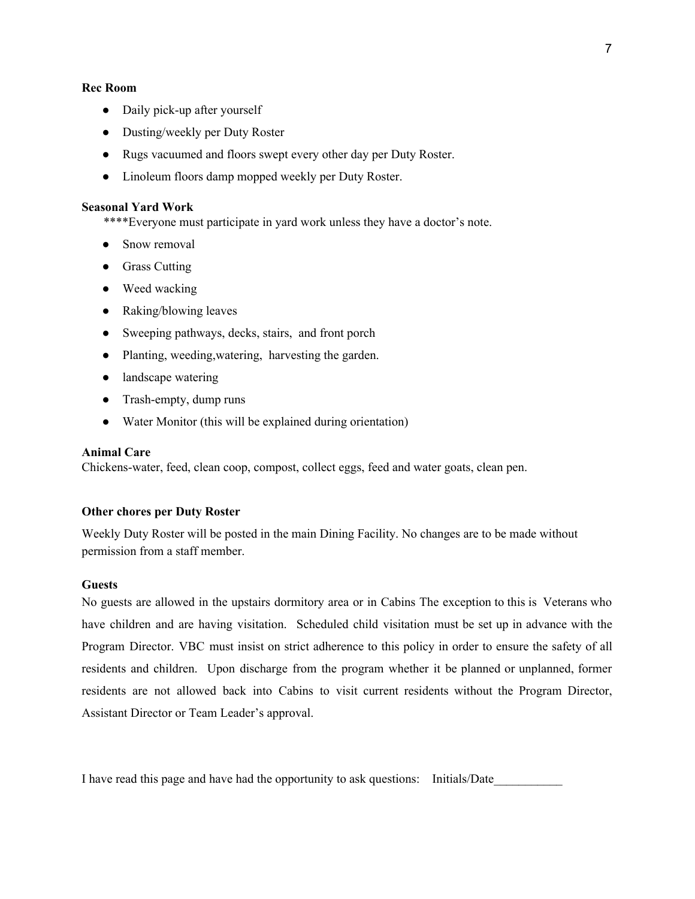**Rec Room**

- Daily pick-up after yourself
- Dusting/weekly per Duty Roster
- Rugs vacuumed and floors swept every other day per Duty Roster.
- Linoleum floors damp mopped weekly per Duty Roster.

**Seasonal Yard Work**

****Everyone must participate in yard work unless they have a doctor's note.

- Snow removal
- Grass Cutting
- Weed wacking
- Raking/blowing leaves
- Sweeping pathways, decks, stairs, and front porch
- Planting, weeding,watering, harvesting the garden.
- landscape watering
- Trash-empty, dump runs
- Water Monitor (this will be explained during orientation)

**Animal Care**

Chickens-water, feed, clean coop, compost, collect eggs, feed and water goats, clean pen.

**Other chores per Duty Roster**

Weekly Duty Roster will be posted in the main Dining Facility. No changes are to be made without permission from a staff member.

**Guests**

No guests are allowed in the upstairs dormitory area or in Cabins The exception to this is Veterans who have children and are having visitation. Scheduled child visitation must be set up in advance with the Program Director. VBC must insist on strict adherence to this policy in order to ensure the safety of all residents and children. Upon discharge from the program whether it be planned or unplanned, former residents are not allowed back into Cabins to visit current residents without the Program Director, Assistant Director or Team Leader's approval.

I have read this page and have had the opportunity to ask questions: Initials/Date___________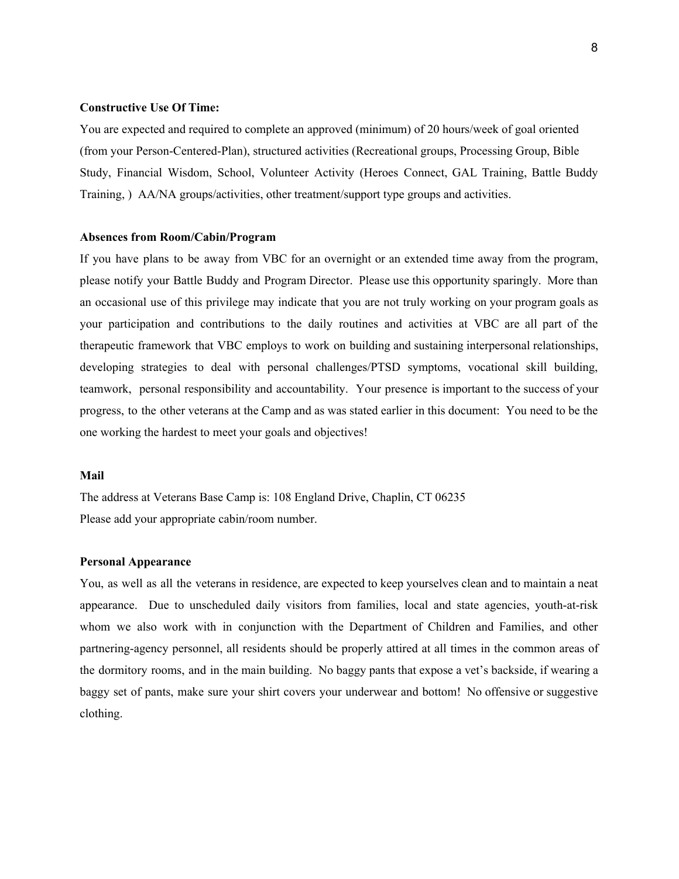**Constructive Use Of Time:**

You are expected and required to complete an approved (minimum) of 20 hours/week of goal oriented (from your Person-Centered-Plan), structured activities (Recreational groups, Processing Group, Bible Study, Financial Wisdom, School, Volunteer Activity (Heroes Connect, GAL Training, Battle Buddy Training, ) AA/NA groups/activities, other treatment/support type groups and activities.

**Absences from Room/Cabin/Program**

If you have plans to be away from VBC for an overnight or an extended time away from the program, please notify your Battle Buddy and Program Director. Please use this opportunity sparingly. More than an occasional use of this privilege may indicate that you are not truly working on your program goals as your participation and contributions to the daily routines and activities at VBC are all part of the therapeutic framework that VBC employs to work on building and sustaining interpersonal relationships, developing strategies to deal with personal challenges/PTSD symptoms, vocational skill building, teamwork, personal responsibility and accountability. Your presence is important to the success of your progress, to the other veterans at the Camp and as was stated earlier in this document: You need to be the one working the hardest to meet your goals and objectives!

**Mail**

The address at Veterans Base Camp is: 108 England Drive, Chaplin, CT 06235
Please add your appropriate cabin/room number.

**Personal Appearance**

You, as well as all the veterans in residence, are expected to keep yourselves clean and to maintain a neat appearance. Due to unscheduled daily visitors from families, local and state agencies, youth-at-risk whom we also work with in conjunction with the Department of Children and Families, and other partnering-agency personnel, all residents should be properly attired at all times in the common areas of the dormitory rooms, and in the main building. No baggy pants that expose a vet's backside, if wearing a baggy set of pants, make sure your shirt covers your underwear and bottom! No offensive or suggestive clothing.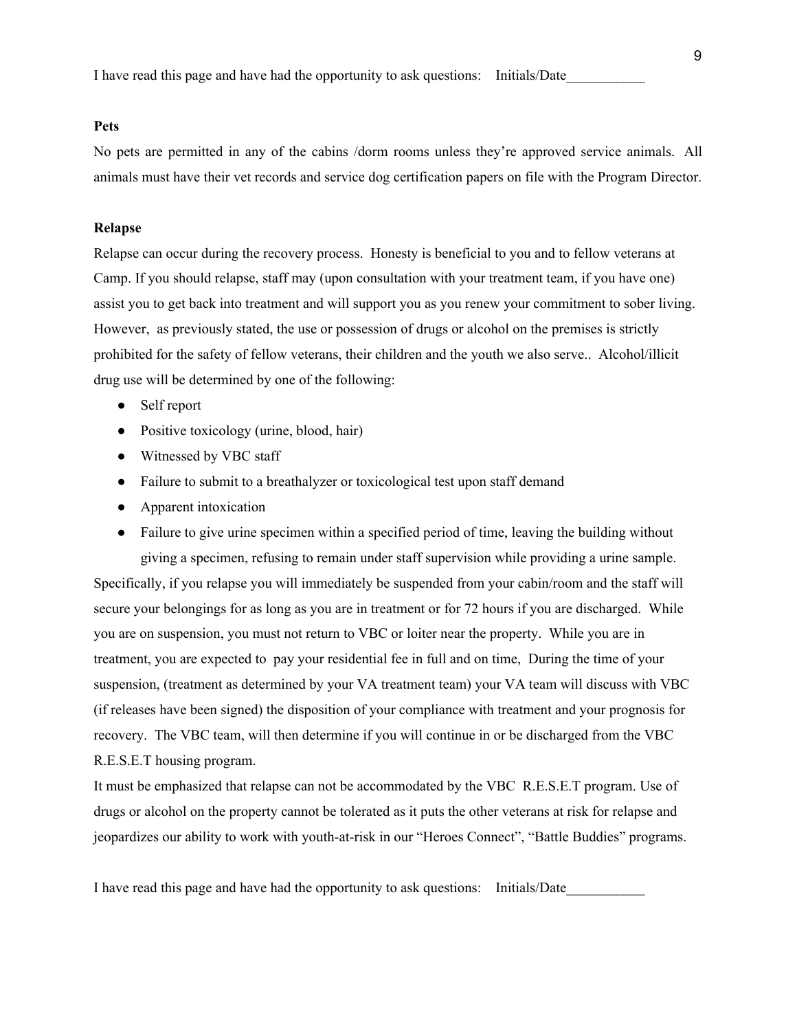I have read this page and have had the opportunity to ask questions: Initials/Date___________

**Pets**

No pets are permitted in any of the cabins /dorm rooms unless they're approved service animals. All animals must have their vet records and service dog certification papers on file with the Program Director.

**Relapse**

Relapse can occur during the recovery process. Honesty is beneficial to you and to fellow veterans at Camp. If you should relapse, staff may (upon consultation with your treatment team, if you have one) assist you to get back into treatment and will support you as you renew your commitment to sober living. However, as previously stated, the use or possession of drugs or alcohol on the premises is strictly prohibited for the safety of fellow veterans, their children and the youth we also serve.. Alcohol/illicit drug use will be determined by one of the following:

- Self report
- Positive toxicology (urine, blood, hair)
- Witnessed by VBC staff
- Failure to submit to a breathalyzer or toxicological test upon staff demand
- Apparent intoxication
- Failure to give urine specimen within a specified period of time, leaving the building without giving a specimen, refusing to remain under staff supervision while providing a urine sample.

Specifically, if you relapse you will immediately be suspended from your cabin/room and the staff will secure your belongings for as long as you are in treatment or for 72 hours if you are discharged. While you are on suspension, you must not return to VBC or loiter near the property. While you are in treatment, you are expected to pay your residential fee in full and on time, During the time of your suspension, (treatment as determined by your VA treatment team) your VA team will discuss with VBC (if releases have been signed) the disposition of your compliance with treatment and your prognosis for recovery. The VBC team, will then determine if you will continue in or be discharged from the VBC R.E.S.E.T housing program.

It must be emphasized that relapse can not be accommodated by the VBC R.E.S.E.T program. Use of drugs or alcohol on the property cannot be tolerated as it puts the other veterans at risk for relapse and jeopardizes our ability to work with youth-at-risk in our "Heroes Connect", "Battle Buddies" programs.

I have read this page and have had the opportunity to ask questions: Initials/Date___________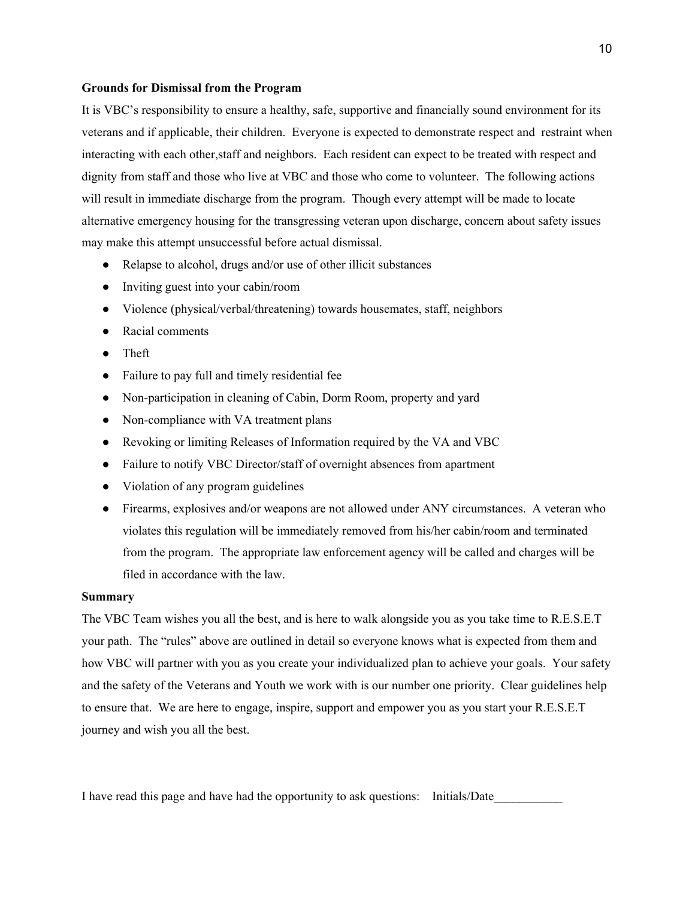**Grounds for Dismissal from the Program**

It is VBC's responsibility to ensure a healthy, safe, supportive and financially sound environment for its veterans and if applicable, their children. Everyone is expected to demonstrate respect and restraint when interacting with each other,staff and neighbors. Each resident can expect to be treated with respect and dignity from staff and those who live at VBC and those who come to volunteer. The following actions will result in immediate discharge from the program. Though every attempt will be made to locate alternative emergency housing for the transgressing veteran upon discharge, concern about safety issues may make this attempt unsuccessful before actual dismissal.

- Relapse to alcohol, drugs and/or use of other illicit substances
- Inviting guest into your cabin/room
- Violence (physical/verbal/threatening) towards housemates, staff, neighbors
- Racial comments
- Theft
- Failure to pay full and timely residential fee
- Non-participation in cleaning of Cabin, Dorm Room, property and yard
- Non-compliance with VA treatment plans
- Revoking or limiting Releases of Information required by the VA and VBC
- Failure to notify VBC Director/staff of overnight absences from apartment
- Violation of any program guidelines
- Firearms, explosives and/or weapons are not allowed under ANY circumstances. A veteran who violates this regulation will be immediately removed from his/her cabin/room and terminated from the program. The appropriate law enforcement agency will be called and charges will be filed in accordance with the law.

**Summary**

The VBC Team wishes you all the best, and is here to walk alongside you as you take time to R.E.S.E.T your path. The "rules" above are outlined in detail so everyone knows what is expected from them and how VBC will partner with you as you create your individualized plan to achieve your goals. Your safety and the safety of the Veterans and Youth we work with is our number one priority. Clear guidelines help to ensure that. We are here to engage, inspire, support and empower you as you start your R.E.S.E.T journey and wish you all the best.

I have read this page and have had the opportunity to ask questions: Initials/Date___________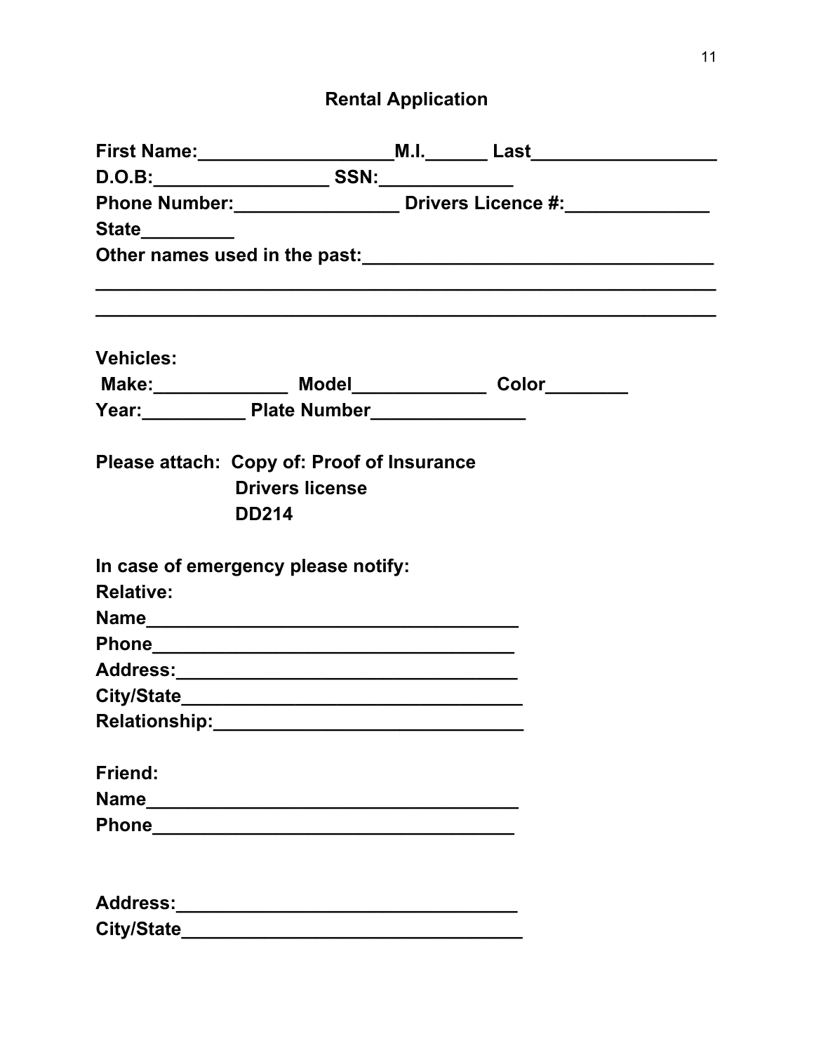## Rental Application

**First Name:__________________M.I.______ Last_________________**
**D.O.B:_________________ SSN:_____________**
**Phone Number:________________ Drivers Licence #:______________**
**State_________**
**Other names used in the past:_________________________________**
**____________________________________________________________**
**____________________________________________________________**

**Vehicles:**
**Make:_____________ Model_____________ Color________**
**Year:__________ Plate Number_______________**

**Please attach: Copy of: Proof of Insurance**
**Drivers license**
**DD214**

**In case of emergency please notify:**
**Relative:**
**Name___________________________________**
**Phone__________________________________**
**Address:________________________________**
**City/State_______________________________**
**Relationship:____________________________**

**Friend:**
**Name___________________________________**
**Phone__________________________________**

**Address:________________________________**
**City/State_______________________________**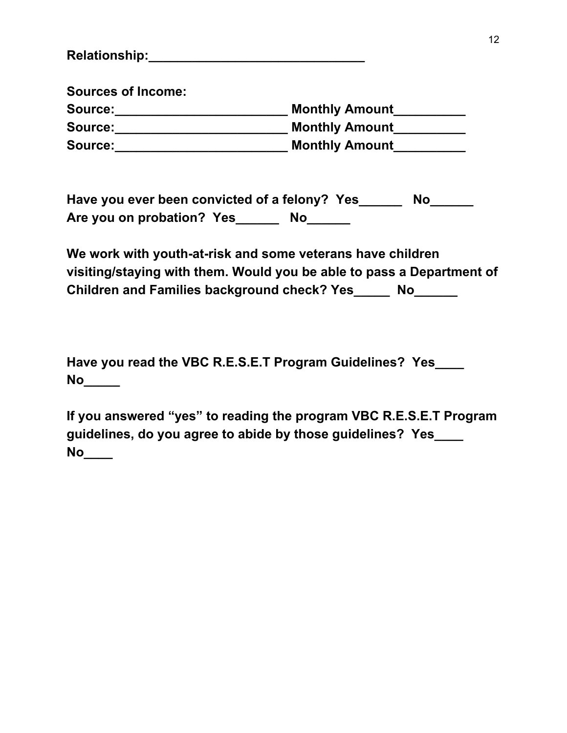**Relationship:______________________________**

**Sources of Income:**

**Source:________________________ Monthly Amount__________**
**Source:________________________ Monthly Amount__________**
**Source:________________________ Monthly Amount__________**

**Have you ever been convicted of a felony? Yes______ No______**
**Are you on probation? Yes______ No______**

**We work with youth-at-risk and some veterans have children visiting/staying with them. Would you be able to pass a Department of Children and Families background check? Yes_____ No______**

**Have you read the VBC R.E.S.E.T Program Guidelines? Yes____ No_____**

**If you answered "yes" to reading the program VBC R.E.S.E.T Program guidelines, do you agree to abide by those guidelines? Yes____ No____**